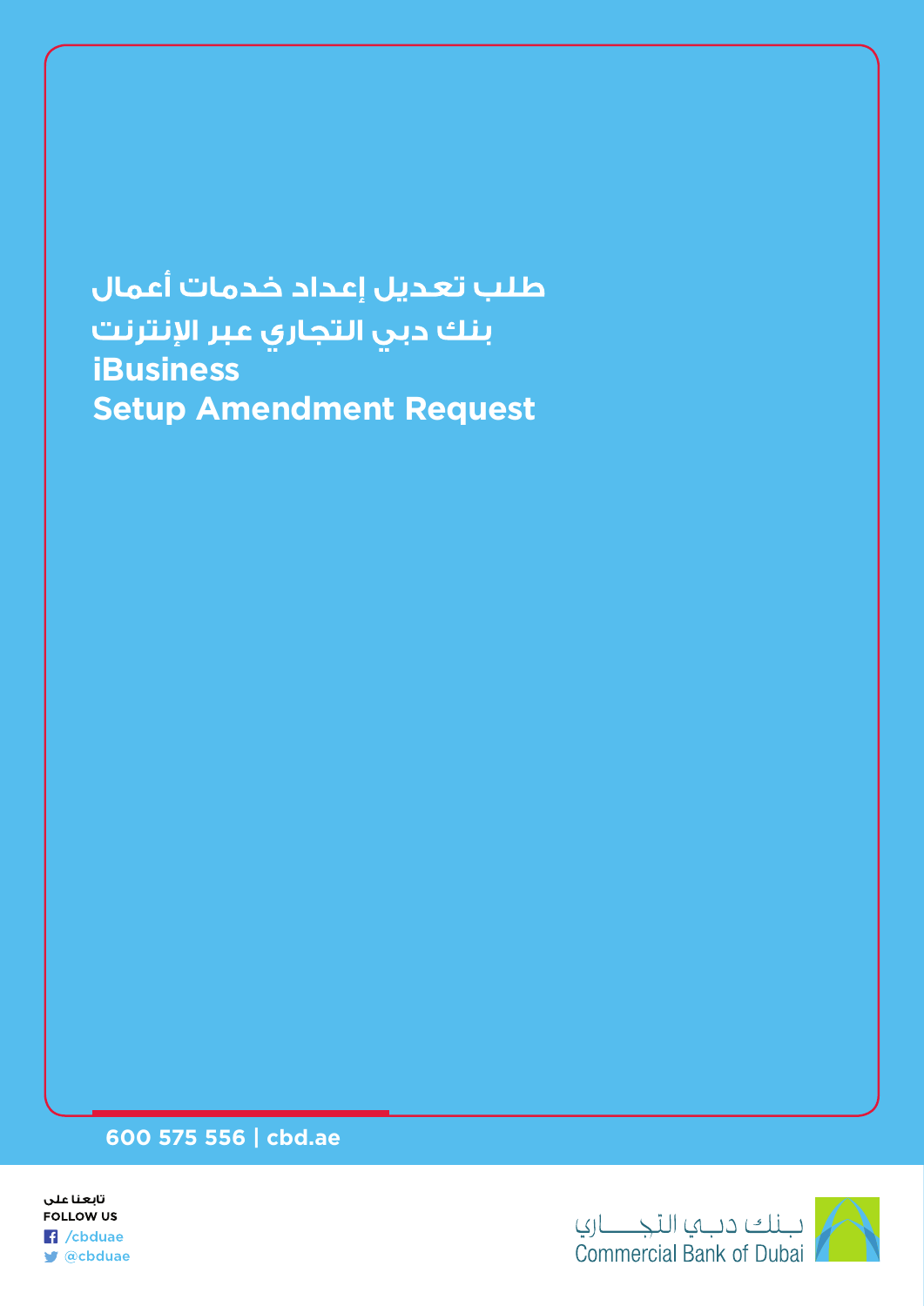# طلب تعديل إعداد خدمات أعمال
# بنك دبي التجاري عبر الإنترنت
# iBusiness
# Setup Amendment Request

**600 575 556 | cbd.ae**

تابعنا على
**FOLLOW US**
/cbduae
@cbduae

بنك دبي التجاري
Commercial Bank of Dubai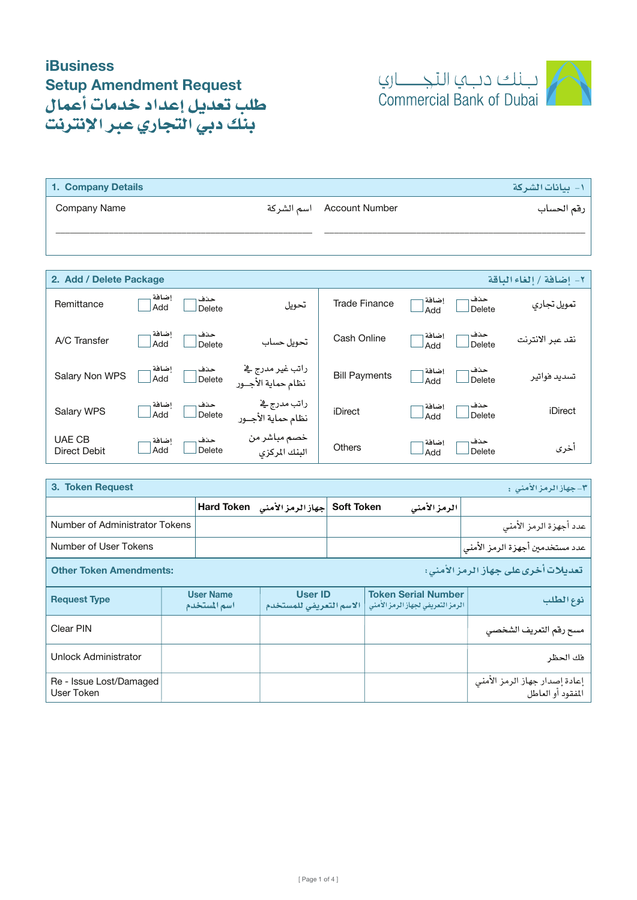# iBusiness
# Setup Amendment Request
# طلب تعديل إعداد خدمات أعمال بنك دبي التجاري عبر الإنترنت

بـنك دبـي التجـــاري
Commercial Bank of Dubai

## 1. Company Details ١- بيانات الشركة

| Company Name اسم الشركة | Account Number رقم الحساب |
|---|---|
| ____________________ | ____________________ |

## 2. Add / Delete Package ٢- إضافة / إلغاء الباقة

| Service | | | | Service | | | |
|---|---|---|---|---|---|---|---|
| Remittance | ☐ إضافة Add | ☐ حذف Delete | تحويل | Trade Finance | ☐ إضافة Add | ☐ حذف Delete | تمويل تجاري |
| A/C Transfer | ☐ إضافة Add | ☐ حذف Delete | تحويل حساب | Cash Online | ☐ إضافة Add | ☐ حذف Delete | نقد عبر الانترنت |
| Salary Non WPS | ☐ إضافة Add | ☐ حذف Delete | راتب غير مدرج في نظام حماية الأجـور | Bill Payments | ☐ إضافة Add | ☐ حذف Delete | تسديد فواتير |
| Salary WPS | ☐ إضافة Add | ☐ حذف Delete | راتب مدرج في نظام حماية الأجـور | iDirect | ☐ إضافة Add | ☐ حذف Delete | iDirect |
| UAE CB Direct Debit | ☐ إضافة Add | ☐ حذف Delete | خصم مباشر من البنك المركزي | Others | ☐ إضافة Add | ☐ حذف Delete | أخرى |

## 3. Token Request ٣- جهاز الرمز الأمني :

| | Hard Token جهاز الرمز الأمني | Soft Token الرمز الأمني | |
|---|---|---|---|
| Number of Administrator Tokens | | | عدد أجهزة الرمز الأمني |
| Number of User Tokens | | | عدد مستخدمين أجهزة الرمز الأمني |

**Other Token Amendments:** تعديلات أخرى على جهاز الرمز الأمني:

| Request Type | User Name اسم المستخدم | User ID الاسم التعريفي للمستخدم | Token Serial Number الرمز التعريفي لجهاز الرمز الأمني | نوع الطلب |
|---|---|---|---|---|
| Clear PIN | | | | مسح رقم التعريف الشخصي |
| Unlock Administrator | | | | فك الحظر |
| Re - Issue Lost/Damaged User Token | | | | إعادة إصدار جهاز الرمز الأمني المفقود أو العاطل |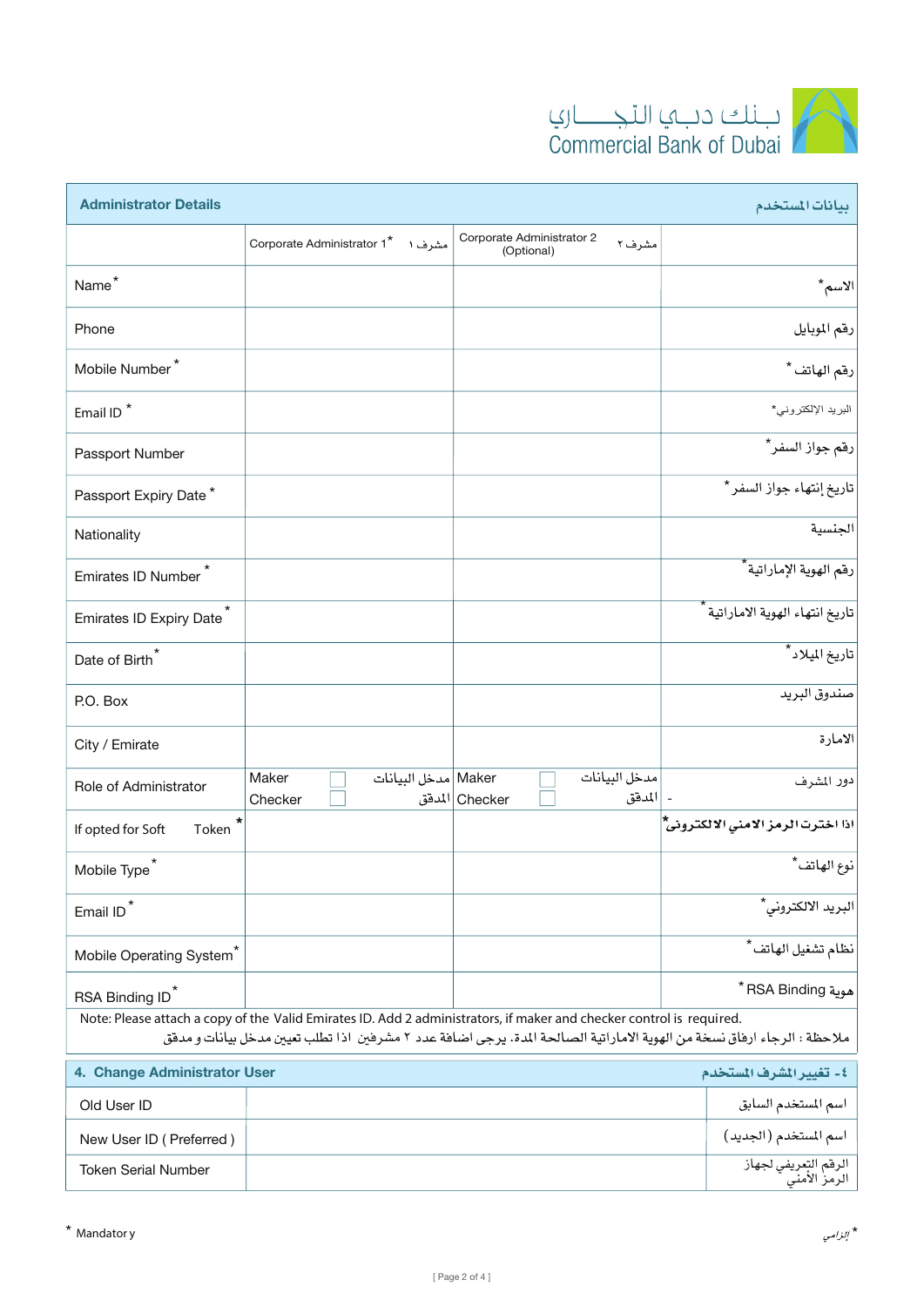بنك دبي التجاري
Commercial Bank of Dubai

| Administrator Details | | | بيانات المستخدم |
|---|---|---|---|
| | Corporate Administrator 1* مشرف ١ | Corporate Administrator 2 (Optional) مشرف ٢ | |
| Name* | | | الاسم* |
| Phone | | | رقم الموبايل |
| Mobile Number* | | | رقم الهاتف* |
| Email ID* | | | البريد الإلكتروني* |
| Passport Number | | | رقم جواز السفر* |
| Passport Expiry Date* | | | تاريخ إنتهاء جواز السفر* |
| Nationality | | | الجنسية |
| Emirates ID Number* | | | رقم الهوية الإماراتية* |
| Emirates ID Expiry Date* | | | تاريخ انتهاء الهوية الاماراتية* |
| Date of Birth* | | | تاريخ الميلاد* |
| P.O. Box | | | صندوق البريد |
| City / Emirate | | | الامارة |
| Role of Administrator | Maker ☐ مدخل البيانات<br>Checker ☐ المدقق | Maker ☐ مدخل البيانات<br>Checker ☐ المدقق | دور المشرف |
| If opted for Soft Token* | | | اذا اخترت الرمز الامني الالكتروني* |
| Mobile Type* | | | نوع الهاتف* |
| Email ID* | | | البريد الالكتروني* |
| Mobile Operating System* | | | نظام تشغيل الهاتف* |
| RSA Binding ID* | | | هوية RSA Binding* |

Note: Please attach a copy of the Valid Emirates ID. Add 2 administrators, if maker and checker control is required.
ملاحظة : الرجاء ارفاق نسخة من الهوية الاماراتية الصالحة المدة. يرجى اضافة عدد ٢ مشرفين اذا تطلب تعيين مدخل بيانات و مدقق

| 4. Change Administrator User | | ٤- تغيير المشرف المستخدم |
|---|---|---|
| Old User ID | | اسم المستخدم السابق |
| New User ID ( Preferred ) | | اسم المستخدم (الجديد) |
| Token Serial Number | | الرقم التعريفي لجهاز الرمز الأمني |

* Mandatory
* إلزامي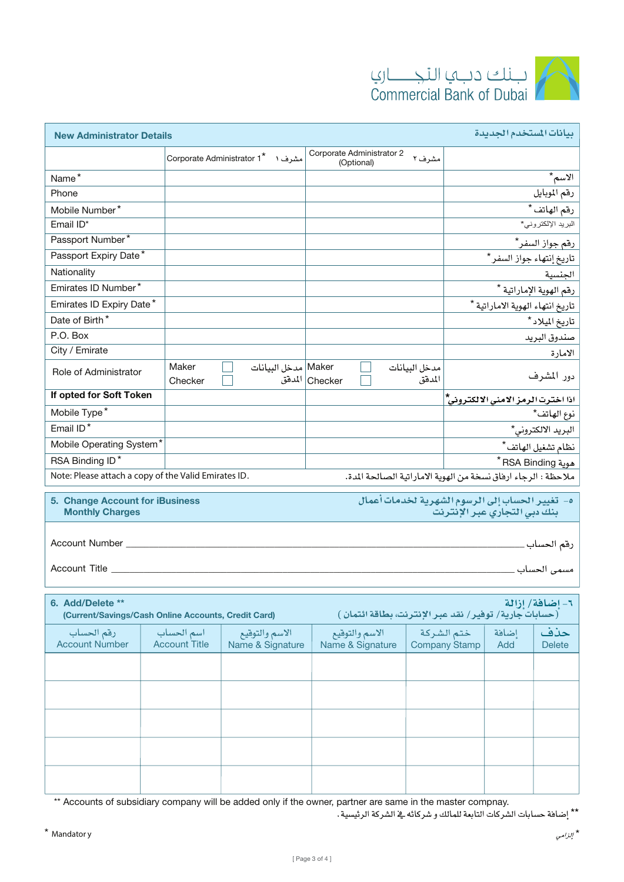بـنك دبـي التجـــــاري
Commercial Bank of Dubai

## New Administrator Details | بيانات المستخدم الجديدة

| | Corporate Administrator 1* مشرف ١ | Corporate Administrator 2 (Optional) مشرف ٢ | |
|---|---|---|---|
| Name* | | | الاسم* |
| Phone | | | رقم الموبايل |
| Mobile Number* | | | رقم الهاتف* |
| Email ID* | | | البريد الإلكتروني* |
| Passport Number* | | | رقم جواز السفر* |
| Passport Expiry Date* | | | تاريخ إنتهاء جواز السفر* |
| Nationality | | | الجنسية |
| Emirates ID Number* | | | رقم الهوية الإماراتية* |
| Emirates ID Expiry Date* | | | تاريخ انتهاء الهوية الاماراتية* |
| Date of Birth* | | | تاريخ الميلاد* |
| P.O. Box | | | صندوق البريد |
| City / Emirate | | | الامارة |
| Role of Administrator | Maker ☐ مدخل البيانات<br>Checker ☐ المدقق | Maker ☐ مدخل البيانات<br>Checker ☐ المدقق | دور المشرف |
| **If opted for Soft Token** | | | اذا اخترت الرمز الامني الالكتروني* |
| Mobile Type* | | | نوع الهاتف* |
| Email ID* | | | البريد الالكتروني* |
| Mobile Operating System* | | | نظام تشغيل الهاتف* |
| RSA Binding ID* | | | هوية RSA Binding* |

Note: Please attach a copy of the Valid Emirates ID. ملاحظة : الرجاء ارفاق نسخة من الهوية الاماراتية الصالحة المدة.

## 5. Change Account for iBusiness Monthly Charges | ٥- تغيير الحساب إلى الرسوم الشهرية لخدمات أعمال بنك دبي التجاري عبر الإنترنت

Account Number ______________________________ رقم الحساب

Account Title ______________________________ مسمى الحساب

## 6. Add/Delete ** | ٦- إضافة / إزالة

**(Current/Savings/Cash Online Accounts, Credit Card)** ( حسابات جارية / توفير / نقد عبر الإنترنت، بطاقة ائتمان )

| رقم الحساب<br>Account Number | اسم الحساب<br>Account Title | الاسم والتوقيع<br>Name & Signature | الاسم والتوقيع<br>Name & Signature | ختم الشركة<br>Company Stamp | إضافة<br>Add | حذف<br>Delete |
|---|---|---|---|---|---|---|
| | | | | | | |
| | | | | | | |
| | | | | | | |
| | | | | | | |
| | | | | | | |

** Accounts of subsidiary company will be added only if the owner, partner are same in the master compnay.

** إضافة حسابات الشركات التابعة للمالك و شركائه في الشركة الرئيسية.

\* Mandatory

\* إلزامي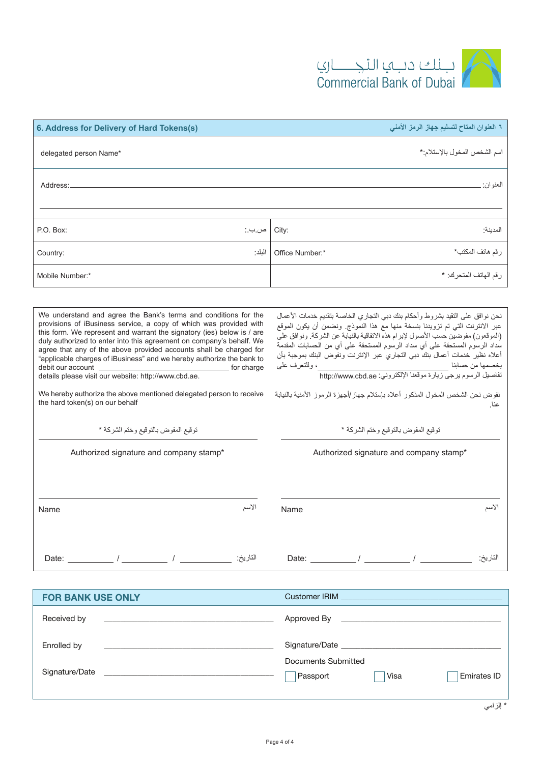بـنك دبـي التجـــاري
Commercial Bank of Dubai

## 6. Address for Delivery of Hard Tokens(s) / ٦ العنوان المتاح لتسليم جهاز الرمز الأمني

| | |
|---|---|
| delegated person Name* | اسم الشخص المخول بالإستلام:* |
| Address: ______________________________ | العنوان: ______ |

| | | | |
|---|---|---|---|
| P.O. Box: | ص.ب.: | City: | المدينة: |
| Country: | البلد: | Office Number:* | رقم هاتف المكتب* |
| Mobile Number:* | | | رقم الهاتف المتحرك: * |

We understand and agree the Bank's terms and conditions for the provisions of iBusiness service, a copy of which was provided with this form. We represent and warrant the signatory (ies) below is / are duly authorized to enter into this agreement on company's behalf. We agree that any of the above provided accounts shall be charged for "applicable charges of iBusiness" and we hereby authorize the bank to debit our account ______________________________ for charge details please visit our website: http://www.cbd.ae.

نحن نوافق على التقيد بشروط وأحكام بنك دبي التجاري الخاصة بتقديم خدمات الأعمال عبر الانترنت التي تم تزويدنا بنسخة منها مع هذا النموذج. ونضمن أن يكون الموقع (الموقعون) مفوضين حسب الأصول لإبرام هذه الاتفاقية بالنيابة عن الشركة. ونوافق على سداد الرسوم المستحقة على أي سداد الرسوم المستحقة على أي من الحسابات المقدمة أعلاه نظير خدمات أعمال بنك دبي التجاري عبر الإنترنت ونفوض البنك بموجبة بأن يخصمها من حسابنا ______________________________ ، وللتعرف على تفاصيل الرسوم يرجى زيارة موقعنا الإلكتروني: http://www.cbd.ae

We hereby authorize the above mentioned delegated person to receive the hard token(s) on our behalf

نفوض نحن الشخص المخول المذكور أعلاه بإستلام جهاز/أجهزة الرموز الأمنية بالنيابة عنا.

| | |
|---|---|
| توقيع المفوض بالتوقيع وختم الشركة * | توقيع المفوض بالتوقيع وختم الشركة * |
| Authorized signature and company stamp* | Authorized signature and company stamp* |
| Name ______ الاسم | Name ______ الاسم |
| Date: ______ / ______ / ______ :التاريخ | Date: ______ / ______ / ______ :التاريخ |

## FOR BANK USE ONLY

| | |
|---|---|
| | Customer IRIM ______________________________ |
| Received by ______________________________ | Approved By ______________________________ |
| Enrolled by ______________________________ | Signature/Date ______________________________ |
| Signature/Date ______________________________ | Documents Submitted<br>☐ Passport ☐ Visa ☐ Emirates ID |

* إلزامي